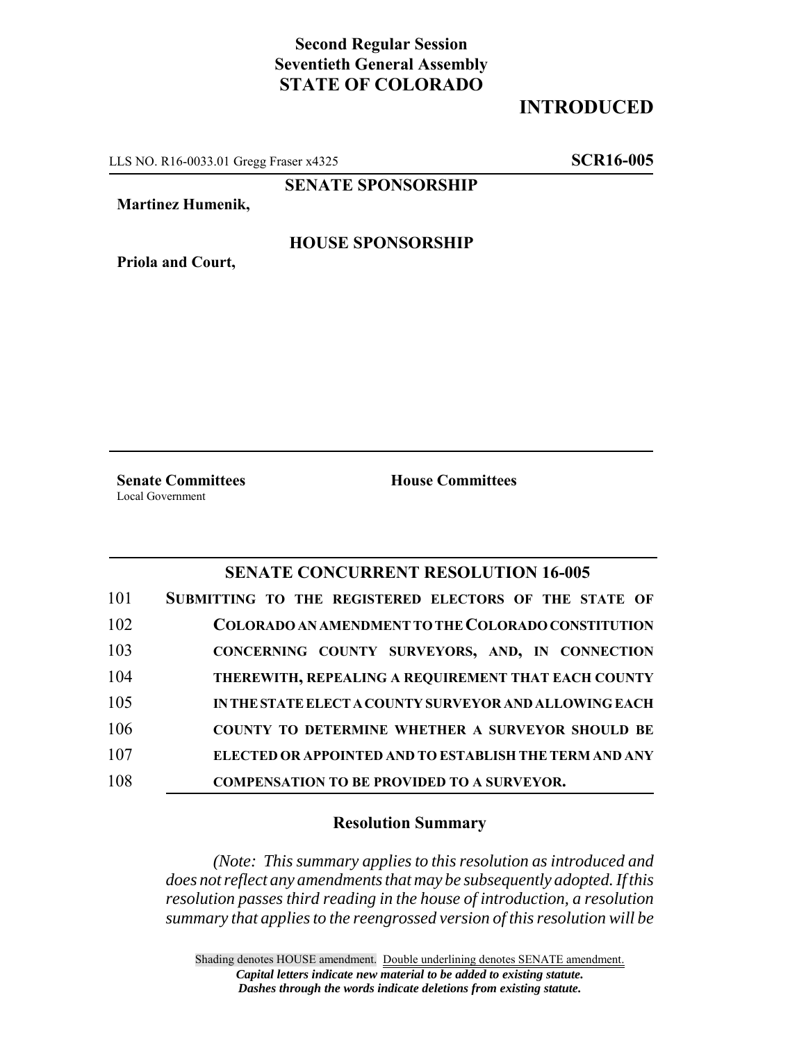**Second Regular Session**
**Seventieth General Assembly**
**STATE OF COLORADO**

# INTRODUCED

LLS NO. R16-0033.01 Gregg Fraser x4325 **SCR16-005**

**SENATE SPONSORSHIP**

**Martinez Humenik,**

**HOUSE SPONSORSHIP**

**Priola and Court,**

**Senate Committees**
Local Government

**House Committees**

## SENATE CONCURRENT RESOLUTION 16-005

101 **SUBMITTING TO THE REGISTERED ELECTORS OF THE STATE OF**
102 **COLORADO AN AMENDMENT TO THE COLORADO CONSTITUTION**
103 **CONCERNING COUNTY SURVEYORS, AND, IN CONNECTION**
104 **THEREWITH, REPEALING A REQUIREMENT THAT EACH COUNTY**
105 **IN THE STATE ELECT A COUNTY SURVEYOR AND ALLOWING EACH**
106 **COUNTY TO DETERMINE WHETHER A SURVEYOR SHOULD BE**
107 **ELECTED OR APPOINTED AND TO ESTABLISH THE TERM AND ANY**
108 **COMPENSATION TO BE PROVIDED TO A SURVEYOR.**

### Resolution Summary

*(Note: This summary applies to this resolution as introduced and does not reflect any amendments that may be subsequently adopted. If this resolution passes third reading in the house of introduction, a resolution summary that applies to the reengrossed version of this resolution will be*

Shading denotes HOUSE amendment. Double underlining denotes SENATE amendment.
***Capital letters indicate new material to be added to existing statute.***
***Dashes through the words indicate deletions from existing statute.***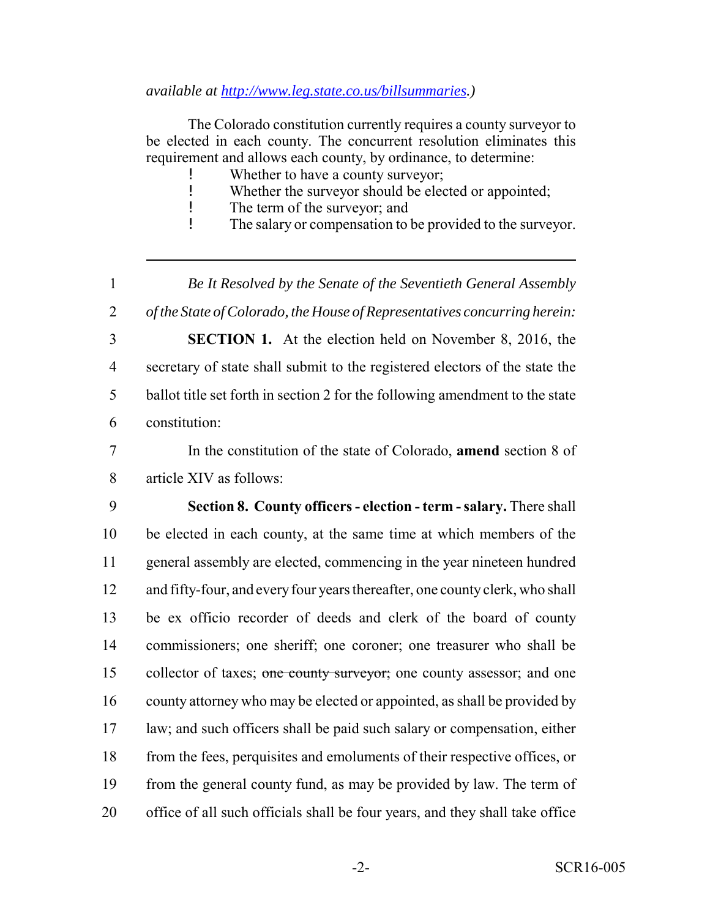*available at http://www.leg.state.co.us/billsummaries.)*

The Colorado constitution currently requires a county surveyor to be elected in each county. The concurrent resolution eliminates this requirement and allows each county, by ordinance, to determine:

- Whether to have a county surveyor;
- Whether the surveyor should be elected or appointed;
- The term of the surveyor; and
- The salary or compensation to be provided to the surveyor.

---

1 *Be It Resolved by the Senate of the Seventieth General Assembly*
2 *of the State of Colorado, the House of Representatives concurring herein:*
3 **SECTION 1.** At the election held on November 8, 2016, the
4 secretary of state shall submit to the registered electors of the state the
5 ballot title set forth in section 2 for the following amendment to the state
6 constitution:
7 In the constitution of the state of Colorado, **amend** section 8 of
8 article XIV as follows:
9 **Section 8. County officers - election - term - salary.** There shall
10 be elected in each county, at the same time at which members of the
11 general assembly are elected, commencing in the year nineteen hundred
12 and fifty-four, and every four years thereafter, one county clerk, who shall
13 be ex officio recorder of deeds and clerk of the board of county
14 commissioners; one sheriff; one coroner; one treasurer who shall be
15 collector of taxes; ~~one county surveyor;~~ one county assessor; and one
16 county attorney who may be elected or appointed, as shall be provided by
17 law; and such officers shall be paid such salary or compensation, either
18 from the fees, perquisites and emoluments of their respective offices, or
19 from the general county fund, as may be provided by law. The term of
20 office of all such officials shall be four years, and they shall take office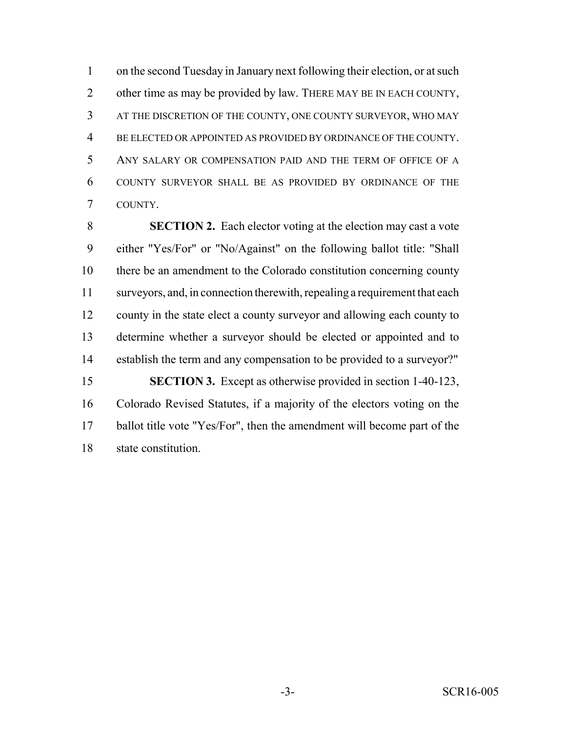on the second Tuesday in January next following their election, or at such other time as may be provided by law. THERE MAY BE IN EACH COUNTY, AT THE DISCRETION OF THE COUNTY, ONE COUNTY SURVEYOR, WHO MAY BE ELECTED OR APPOINTED AS PROVIDED BY ORDINANCE OF THE COUNTY. ANY SALARY OR COMPENSATION PAID AND THE TERM OF OFFICE OF A COUNTY SURVEYOR SHALL BE AS PROVIDED BY ORDINANCE OF THE COUNTY.

**SECTION 2.** Each elector voting at the election may cast a vote either "Yes/For" or "No/Against" on the following ballot title: "Shall there be an amendment to the Colorado constitution concerning county surveyors, and, in connection therewith, repealing a requirement that each county in the state elect a county surveyor and allowing each county to determine whether a surveyor should be elected or appointed and to establish the term and any compensation to be provided to a surveyor?"

**SECTION 3.** Except as otherwise provided in section 1-40-123, Colorado Revised Statutes, if a majority of the electors voting on the ballot title vote "Yes/For", then the amendment will become part of the state constitution.